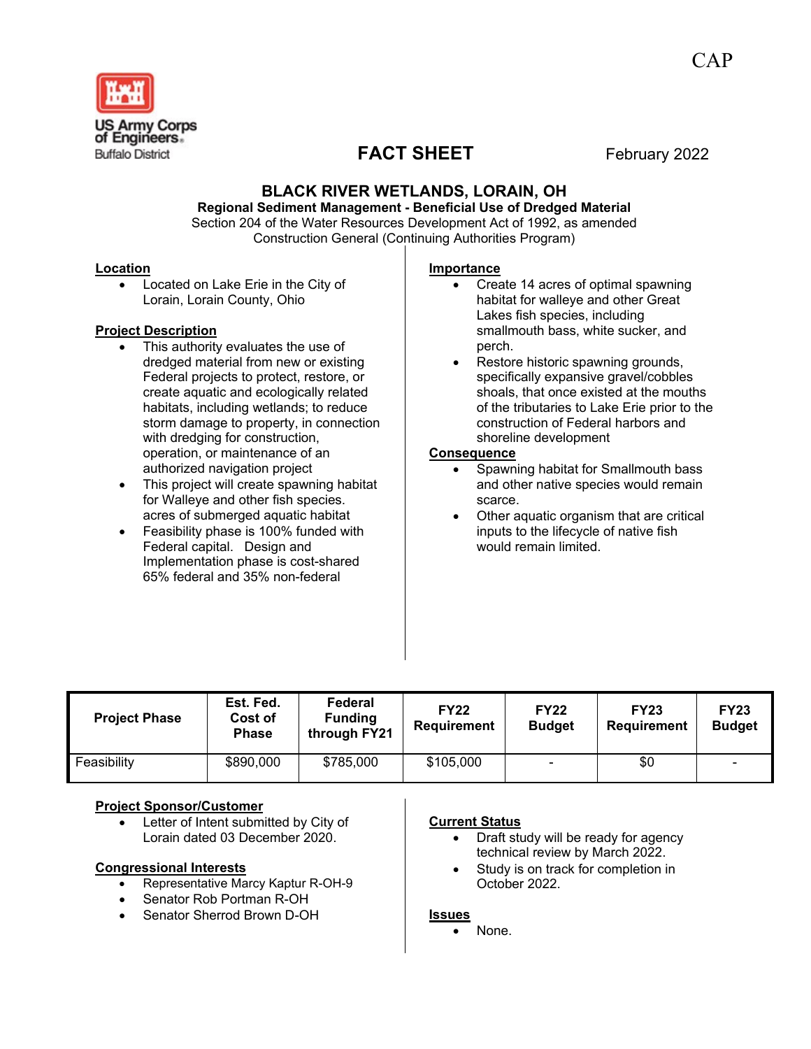CAP

US Army Corps of Engineers
Buffalo District

# FACT SHEET

February 2022

## BLACK RIVER WETLANDS, LORAIN, OH

**Regional Sediment Management - Beneficial Use of Dredged Material**

Section 204 of the Water Resources Development Act of 1992, as amended

Construction General (Continuing Authorities Program)

### Location

- Located on Lake Erie in the City of Lorain, Lorain County, Ohio

### Project Description

- This authority evaluates the use of dredged material from new or existing Federal projects to protect, restore, or create aquatic and ecologically related habitats, including wetlands; to reduce storm damage to property, in connection with dredging for construction, operation, or maintenance of an authorized navigation project
- This project will create spawning habitat for Walleye and other fish species. acres of submerged aquatic habitat
- Feasibility phase is 100% funded with Federal capital. Design and Implementation phase is cost-shared 65% federal and 35% non-federal

### Importance

- Create 14 acres of optimal spawning habitat for walleye and other Great Lakes fish species, including smallmouth bass, white sucker, and perch.
- Restore historic spawning grounds, specifically expansive gravel/cobbles shoals, that once existed at the mouths of the tributaries to Lake Erie prior to the construction of Federal harbors and shoreline development

### Consequence

- Spawning habitat for Smallmouth bass and other native species would remain scarce.
- Other aquatic organism that are critical inputs to the lifecycle of native fish would remain limited.

| Project Phase | Est. Fed. Cost of Phase | Federal Funding through FY21 | FY22 Requirement | FY22 Budget | FY23 Requirement | FY23 Budget |
|---|---|---|---|---|---|---|
| Feasibility | $890,000 | $785,000 | $105,000 | - | $0 | - |

### Project Sponsor/Customer

- Letter of Intent submitted by City of Lorain dated 03 December 2020.

### Congressional Interests

- Representative Marcy Kaptur R-OH-9
- Senator Rob Portman R-OH
- Senator Sherrod Brown D-OH

### Current Status

- Draft study will be ready for agency technical review by March 2022.
- Study is on track for completion in October 2022.

### Issues

- None.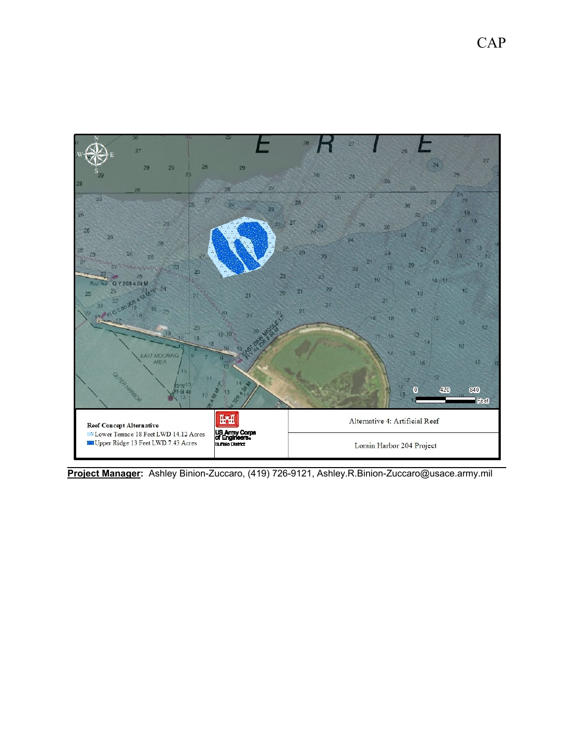CAP

Reef Concept Alternative

Lower Terrace 18 Feet LWD 14.12 Acres

Upper Ridge 13 Feet LWD 7.43 Acres

US Army Corps of Engineers
Buffalo District

Alternative 4: Artificial Reef

Lorain Harbor 204 Project

**Project Manager:** Ashley Binion-Zuccaro, (419) 726-9121, Ashley.R.Binion-Zuccaro@usace.army.mil